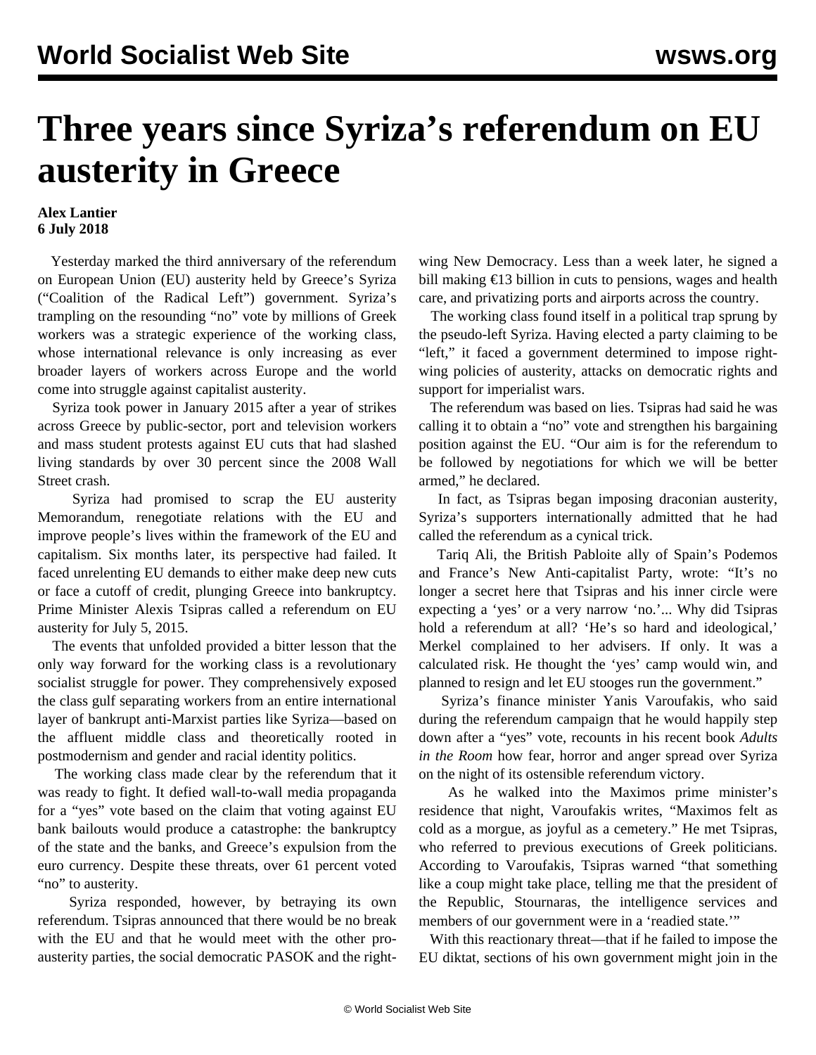# Three years since Syriza's referendum on EU austerity in Greece

**Alex Lantier**
**6 July 2018**

Yesterday marked the third anniversary of the referendum on European Union (EU) austerity held by Greece's Syriza ("Coalition of the Radical Left") government. Syriza's trampling on the resounding "no" vote by millions of Greek workers was a strategic experience of the working class, whose international relevance is only increasing as ever broader layers of workers across Europe and the world come into struggle against capitalist austerity.

Syriza took power in January 2015 after a year of strikes across Greece by public-sector, port and television workers and mass student protests against EU cuts that had slashed living standards by over 30 percent since the 2008 Wall Street crash.

Syriza had promised to scrap the EU austerity Memorandum, renegotiate relations with the EU and improve people's lives within the framework of the EU and capitalism. Six months later, its perspective had failed. It faced unrelenting EU demands to either make deep new cuts or face a cutoff of credit, plunging Greece into bankruptcy. Prime Minister Alexis Tsipras called a referendum on EU austerity for July 5, 2015.

The events that unfolded provided a bitter lesson that the only way forward for the working class is a revolutionary socialist struggle for power. They comprehensively exposed the class gulf separating workers from an entire international layer of bankrupt anti-Marxist parties like Syriza—based on the affluent middle class and theoretically rooted in postmodernism and gender and racial identity politics.

The working class made clear by the referendum that it was ready to fight. It defied wall-to-wall media propaganda for a "yes" vote based on the claim that voting against EU bank bailouts would produce a catastrophe: the bankruptcy of the state and the banks, and Greece's expulsion from the euro currency. Despite these threats, over 61 percent voted "no" to austerity.

Syriza responded, however, by betraying its own referendum. Tsipras announced that there would be no break with the EU and that he would meet with the other pro-austerity parties, the social democratic PASOK and the right-wing New Democracy. Less than a week later, he signed a bill making €13 billion in cuts to pensions, wages and health care, and privatizing ports and airports across the country.

The working class found itself in a political trap sprung by the pseudo-left Syriza. Having elected a party claiming to be "left," it faced a government determined to impose right-wing policies of austerity, attacks on democratic rights and support for imperialist wars.

The referendum was based on lies. Tsipras had said he was calling it to obtain a "no" vote and strengthen his bargaining position against the EU. "Our aim is for the referendum to be followed by negotiations for which we will be better armed," he declared.

In fact, as Tsipras began imposing draconian austerity, Syriza's supporters internationally admitted that he had called the referendum as a cynical trick.

Tariq Ali, the British Pabloite ally of Spain's Podemos and France's New Anti-capitalist Party, wrote: "It's no longer a secret here that Tsipras and his inner circle were expecting a 'yes' or a very narrow 'no.'... Why did Tsipras hold a referendum at all? 'He's so hard and ideological,' Merkel complained to her advisers. If only. It was a calculated risk. He thought the 'yes' camp would win, and planned to resign and let EU stooges run the government."

Syriza's finance minister Yanis Varoufakis, who said during the referendum campaign that he would happily step down after a "yes" vote, recounts in his recent book *Adults in the Room* how fear, horror and anger spread over Syriza on the night of its ostensible referendum victory.

As he walked into the Maximos prime minister's residence that night, Varoufakis writes, "Maximos felt as cold as a morgue, as joyful as a cemetery." He met Tsipras, who referred to previous executions of Greek politicians. According to Varoufakis, Tsipras warned "that something like a coup might take place, telling me that the president of the Republic, Stournaras, the intelligence services and members of our government were in a 'readied state.'"

With this reactionary threat—that if he failed to impose the EU diktat, sections of his own government might join in the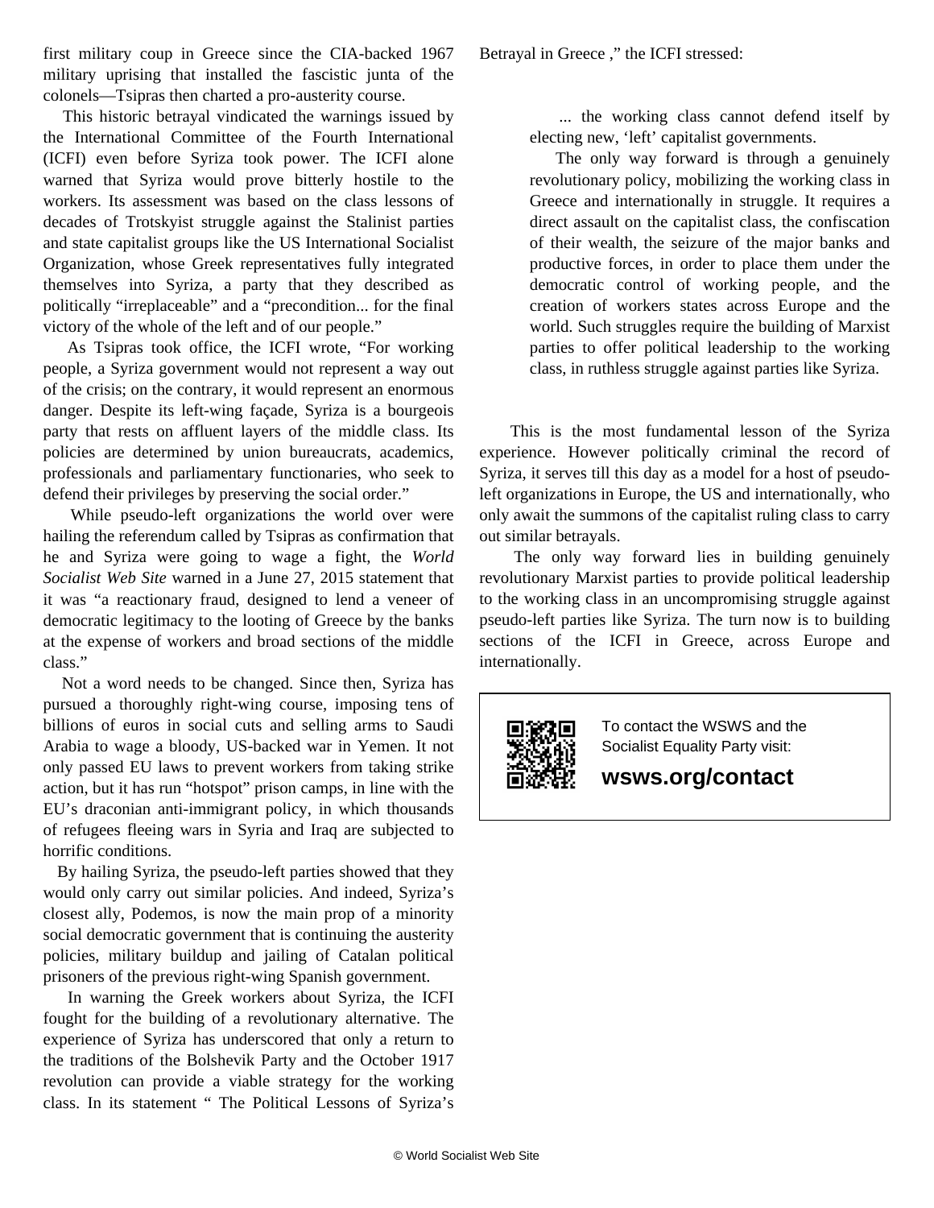first military coup in Greece since the CIA-backed 1967 military uprising that installed the fascistic junta of the colonels—Tsipras then charted a pro-austerity course.

This historic betrayal vindicated the warnings issued by the International Committee of the Fourth International (ICFI) even before Syriza took power. The ICFI alone warned that Syriza would prove bitterly hostile to the workers. Its assessment was based on the class lessons of decades of Trotskyist struggle against the Stalinist parties and state capitalist groups like the US International Socialist Organization, whose Greek representatives fully integrated themselves into Syriza, a party that they described as politically "irreplaceable" and a "precondition... for the final victory of the whole of the left and of our people."

As Tsipras took office, the ICFI wrote, "For working people, a Syriza government would not represent a way out of the crisis; on the contrary, it would represent an enormous danger. Despite its left-wing façade, Syriza is a bourgeois party that rests on affluent layers of the middle class. Its policies are determined by union bureaucrats, academics, professionals and parliamentary functionaries, who seek to defend their privileges by preserving the social order."

While pseudo-left organizations the world over were hailing the referendum called by Tsipras as confirmation that he and Syriza were going to wage a fight, the *World Socialist Web Site* warned in a June 27, 2015 statement that it was "a reactionary fraud, designed to lend a veneer of democratic legitimacy to the looting of Greece by the banks at the expense of workers and broad sections of the middle class."

Not a word needs to be changed. Since then, Syriza has pursued a thoroughly right-wing course, imposing tens of billions of euros in social cuts and selling arms to Saudi Arabia to wage a bloody, US-backed war in Yemen. It not only passed EU laws to prevent workers from taking strike action, but it has run "hotspot" prison camps, in line with the EU's draconian anti-immigrant policy, in which thousands of refugees fleeing wars in Syria and Iraq are subjected to horrific conditions.

By hailing Syriza, the pseudo-left parties showed that they would only carry out similar policies. And indeed, Syriza's closest ally, Podemos, is now the main prop of a minority social democratic government that is continuing the austerity policies, military buildup and jailing of Catalan political prisoners of the previous right-wing Spanish government.

In warning the Greek workers about Syriza, the ICFI fought for the building of a revolutionary alternative. The experience of Syriza has underscored that only a return to the traditions of the Bolshevik Party and the October 1917 revolution can provide a viable strategy for the working class. In its statement " The Political Lessons of Syriza's Betrayal in Greece ," the ICFI stressed:

> ... the working class cannot defend itself by electing new, 'left' capitalist governments.
>
> The only way forward is through a genuinely revolutionary policy, mobilizing the working class in Greece and internationally in struggle. It requires a direct assault on the capitalist class, the confiscation of their wealth, the seizure of the major banks and productive forces, in order to place them under the democratic control of working people, and the creation of workers states across Europe and the world. Such struggles require the building of Marxist parties to offer political leadership to the working class, in ruthless struggle against parties like Syriza.

This is the most fundamental lesson of the Syriza experience. However politically criminal the record of Syriza, it serves till this day as a model for a host of pseudo-left organizations in Europe, the US and internationally, who only await the summons of the capitalist ruling class to carry out similar betrayals.

The only way forward lies in building genuinely revolutionary Marxist parties to provide political leadership to the working class in an uncompromising struggle against pseudo-left parties like Syriza. The turn now is to building sections of the ICFI in Greece, across Europe and internationally.

To contact the WSWS and the Socialist Equality Party visit:

**wsws.org/contact**